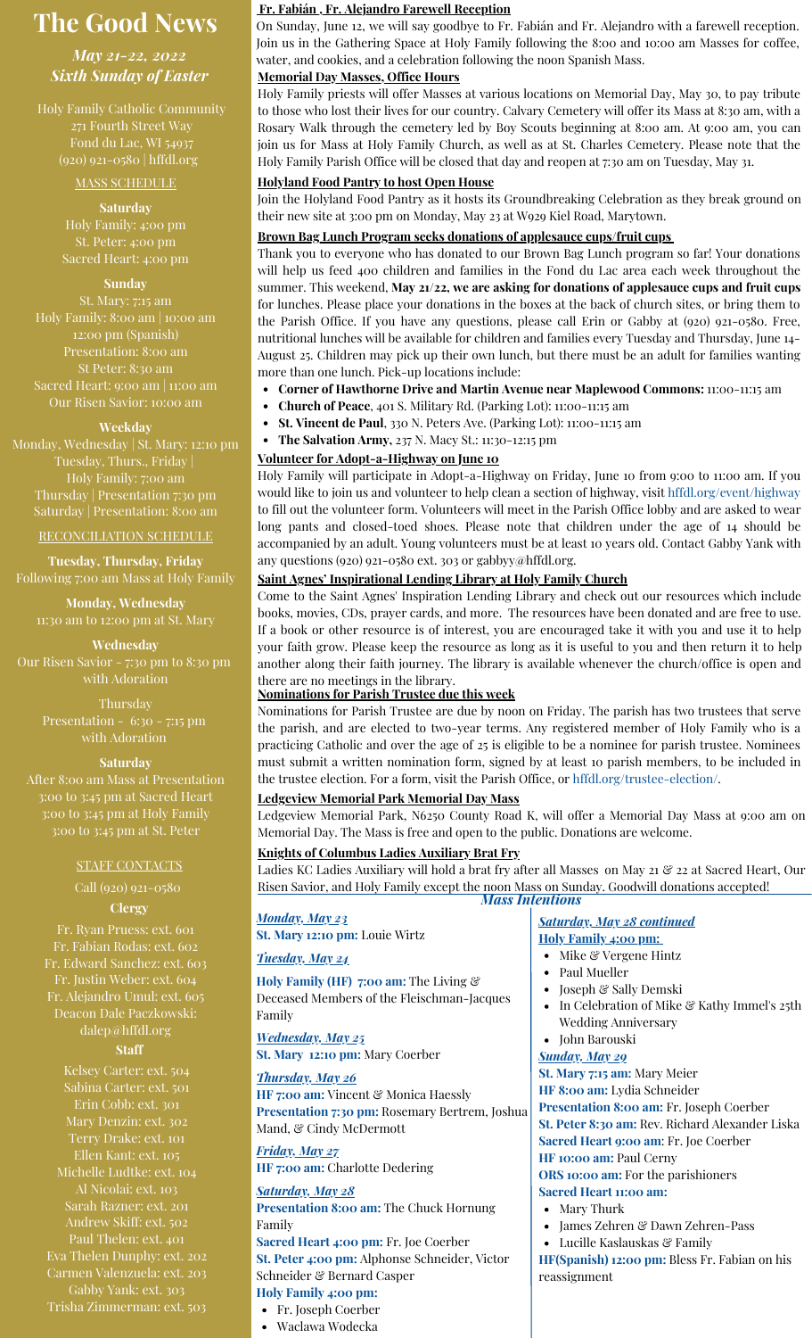# The Good News

***May 21-22, 2022***
***Sixth Sunday of Easter***

Holy Family Catholic Community
271 Fourth Street Way
Fond du Lac, WI 54937
(920) 921-0580 | hffdl.org

## MASS SCHEDULE

**Saturday**
Holy Family: 4:00 pm
St. Peter: 4:00 pm
Sacred Heart: 4:00 pm

**Sunday**
St. Mary: 7:15 am
Holy Family: 8:00 am | 10:00 am
12:00 pm (Spanish)
Presentation: 8:00 am
St Peter: 8:30 am
Sacred Heart: 9:00 am | 11:00 am
Our Risen Savior: 10:00 am

**Weekday**
Monday, Wednesday | St. Mary: 12:10 pm
Tuesday, Thurs., Friday |
Holy Family: 7:00 am
Thursday | Presentation 7:30 pm
Saturday | Presentation: 8:00 am

## RECONCILIATION SCHEDULE

**Tuesday, Thursday, Friday**
Following 7:00 am Mass at Holy Family

**Monday, Wednesday**
11:30 am to 12:00 pm at St. Mary

**Wednesday**
Our Risen Savior - 7:30 pm to 8:30 pm with Adoration

Thursday
Presentation - 6:30 - 7:15 pm with Adoration

**Saturday**
After 8:00 am Mass at Presentation
3:00 to 3:45 pm at Sacred Heart
3:00 to 3:45 pm at Holy Family
3:00 to 3:45 pm at St. Peter

## STAFF CONTACTS

Call (920) 921-0580

**Clergy**

Fr. Ryan Pruess: ext. 601
Fr. Fabian Rodas: ext. 602
Fr. Edward Sanchez: ext. 603
Fr. Justin Weber: ext. 604
Fr. Alejandro Umul: ext. 605
Deacon Dale Paczkowski: dalep@hffdl.org

**Staff**

Kelsey Carter: ext. 504
Sabina Carter: ext. 501
Erin Cobb: ext. 301
Mary Denzin: ext. 302
Terry Drake: ext. 101
Ellen Kant: ext. 105
Michelle Ludtke: ext. 104
Al Nicolai: ext. 103
Sarah Razner: ext. 201
Andrew Skiff: ext. 502
Paul Thelen: ext. 401
Eva Thelen Dunphy: ext. 202
Carmen Valenzuela: ext. 203
Gabby Yank: ext. 303
Trisha Zimmerman: ext. 503

### Fr. Fabián , Fr. Alejandro Farewell Reception

On Sunday, June 12, we will say goodbye to Fr. Fabián and Fr. Alejandro with a farewell reception. Join us in the Gathering Space at Holy Family following the 8:00 and 10:00 am Masses for coffee, water, and cookies, and a celebration following the noon Spanish Mass.

### Memorial Day Masses, Office Hours

Holy Family priests will offer Masses at various locations on Memorial Day, May 30, to pay tribute to those who lost their lives for our country. Calvary Cemetery will offer its Mass at 8:30 am, with a Rosary Walk through the cemetery led by Boy Scouts beginning at 8:00 am. At 9:00 am, you can join us for Mass at Holy Family Church, as well as at St. Charles Cemetery. Please note that the Holy Family Parish Office will be closed that day and reopen at 7:30 am on Tuesday, May 31.

### Holyland Food Pantry to host Open House

Join the Holyland Food Pantry as it hosts its Groundbreaking Celebration as they break ground on their new site at 3:00 pm on Monday, May 23 at W929 Kiel Road, Marytown.

### Brown Bag Lunch Program seeks donations of applesauce cups/fruit cups

Thank you to everyone who has donated to our Brown Bag Lunch program so far! Your donations will help us feed 400 children and families in the Fond du Lac area each week throughout the summer. This weekend, **May 21/22, we are asking for donations of applesauce cups and fruit cups** for lunches. Please place your donations in the boxes at the back of church sites, or bring them to the Parish Office. If you have any questions, please call Erin or Gabby at (920) 921-0580. Free, nutritional lunches will be available for children and families every Tuesday and Thursday, June 14-August 25. Children may pick up their own lunch, but there must be an adult for families wanting more than one lunch. Pick-up locations include:

- **Corner of Hawthorne Drive and Martin Avenue near Maplewood Commons:** 11:00-11:15 am
- **Church of Peace**, 401 S. Military Rd. (Parking Lot): 11:00-11:15 am
- **St. Vincent de Paul**, 330 N. Peters Ave. (Parking Lot): 11:00-11:15 am
- **The Salvation Army,** 237 N. Macy St.: 11:30-12:15 pm

### Volunteer for Adopt-a-Highway on June 10

Holy Family will participate in Adopt-a-Highway on Friday, June 10 from 9:00 to 11:00 am. If you would like to join us and volunteer to help clean a section of highway, visit hffdl.org/event/highway to fill out the volunteer form. Volunteers will meet in the Parish Office lobby and are asked to wear long pants and closed-toed shoes. Please note that children under the age of 14 should be accompanied by an adult. Young volunteers must be at least 10 years old. Contact Gabby Yank with any questions (920) 921-0580 ext. 303 or gabbyy@hffdl.org.

### Saint Agnes' Inspirational Lending Library at Holy Family Church

Come to the Saint Agnes' Inspiration Lending Library and check out our resources which include books, movies, CDs, prayer cards, and more. The resources have been donated and are free to use. If a book or other resource is of interest, you are encouraged take it with you and use it to help your faith grow. Please keep the resource as long as it is useful to you and then return it to help another along their faith journey. The library is available whenever the church/office is open and there are no meetings in the library.

### Nominations for Parish Trustee due this week

Nominations for Parish Trustee are due by noon on Friday. The parish has two trustees that serve the parish, and are elected to two-year terms. Any registered member of Holy Family who is a practicing Catholic and over the age of 25 is eligible to be a nominee for parish trustee. Nominees must submit a written nomination form, signed by at least 10 parish members, to be included in the trustee election. For a form, visit the Parish Office, or hffdl.org/trustee-election/.

### Ledgeview Memorial Park Memorial Day Mass

Ledgeview Memorial Park, N6250 County Road K, will offer a Memorial Day Mass at 9:00 am on Memorial Day. The Mass is free and open to the public. Donations are welcome.

### Knights of Columbus Ladies Auxiliary Brat Fry

Ladies KC Ladies Auxiliary will hold a brat fry after all Masses on May 21 & 22 at Sacred Heart, Our Risen Savior, and Holy Family except the noon Mass on Sunday. Goodwill donations accepted!

## *Mass Intentions*

***Monday, May 23***
**St. Mary 12:10 pm:** Louie Wirtz

***Tuesday, May 24***
**Holy Family (HF) 7:00 am:** The Living & Deceased Members of the Fleischman-Jacques Family

***Wednesday, May 25***
**St. Mary 12:10 pm:** Mary Coerber

***Thursday, May 26***
**HF 7:00 am:** Vincent & Monica Haessly
**Presentation 7:30 pm:** Rosemary Bertrem, Joshua Mand, & Cindy McDermott

***Friday, May 27***
**HF 7:00 am:** Charlotte Dedering

***Saturday, May 28***
**Presentation 8:00 am:** The Chuck Hornung Family
**Sacred Heart 4:00 pm:** Fr. Joe Coerber
**St. Peter 4:00 pm:** Alphonse Schneider, Victor Schneider & Bernard Casper
**Holy Family 4:00 pm:**

- Fr. Joseph Coerber
- Waclawa Wodecka

***Saturday, May 28 continued***
**Holy Family 4:00 pm:**

- Mike & Vergene Hintz
- Paul Mueller
- Joseph & Sally Demski
- In Celebration of Mike & Kathy Immel's 25th Wedding Anniversary
- John Barouski

***Sunday, May 29***
**St. Mary 7:15 am:** Mary Meier
**HF 8:00 am:** Lydia Schneider
**Presentation 8:00 am:** Fr. Joseph Coerber
**St. Peter 8:30 am:** Rev. Richard Alexander Liska
**Sacred Heart 9:00 am:** Fr. Joe Coerber
**HF 10:00 am:** Paul Cerny
**ORS 10:00 am:** For the parishioners
**Sacred Heart 11:00 am:**

- Mary Thurk
- James Zehren & Dawn Zehren-Pass
- Lucille Kaslauskas & Family

**HF(Spanish) 12:00 pm:** Bless Fr. Fabian on his reassignment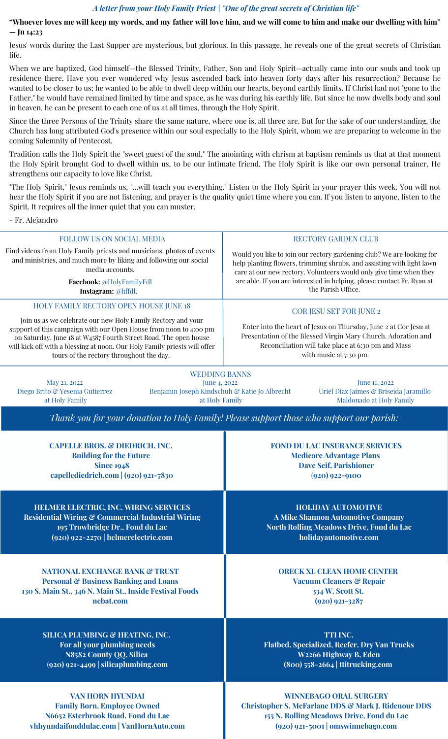*A letter from your Holy Family Priest | "One of the great secrets of Christian life"*

**"Whoever loves me will keep my words, and my father will love him, and we will come to him and make our dwelling with him" — Jn 14:23**

Jesus' words during the Last Supper are mysterious, but glorious. In this passage, he reveals one of the great secrets of Christian life.

When we are baptized, God himself—the Blessed Trinity, Father, Son and Holy Spirit—actually came into our souls and took up residence there. Have you ever wondered why Jesus ascended back into heaven forty days after his resurrection? Because he wanted to be closer to us; he wanted to be able to dwell deep within our hearts, beyond earthly limits. If Christ had not "gone to the Father," he would have remained limited by time and space, as he was during his earthly life. But since he now dwells body and soul in heaven, he can be present to each one of us at all times, through the Holy Spirit.

Since the three Persons of the Trinity share the same nature, where one is, all three are. But for the sake of our understanding, the Church has long attributed God's presence within our soul especially to the Holy Spirit, whom we are preparing to welcome in the coming Solemnity of Pentecost.

Tradition calls the Holy Spirit the "sweet guest of the soul." The anointing with chrism at baptism reminds us that at that moment the Holy Spirit brought God to dwell within us, to be our intimate friend. The Holy Spirit is like our own personal trainer, He strengthens our capacity to love like Christ.

"The Holy Spirit," Jesus reminds us, "...will teach you everything." Listen to the Holy Spirit in your prayer this week. You will not hear the Holy Spirit if you are not listening, and prayer is the quality quiet time where you can. If you listen to anyone, listen to the Spirit. It requires all the inner quiet that you can muster.

- Fr. Alejandro

## FOLLOW US ON SOCIAL MEDIA

Find videos from Holy Family priests and musicians, photos of events and ministries, and much more by liking and following our social media accounts.

**Facebook:** @HolyFamilyFdl
**Instagram:** @hffdl.

## RECTORY GARDEN CLUB

Would you like to join our rectory gardening club? We are looking for help planting flowers, trimming shrubs, and assisting with light lawn care at our new rectory. Volunteers would only give time when they are able. If you are interested in helping, please contact Fr. Ryan at the Parish Office.

## HOLY FAMILY RECTORY OPEN HOUSE JUNE 18

Join us as we celebrate our new Holy Family Rectory and your support of this campaign with our Open House from noon to 4:00 pm on Saturday, June 18 at W4587 Fourth Street Road. The open house will kick off with a blessing at noon. Our Holy Family priests will offer tours of the rectory throughout the day.

## COR JESU SET FOR JUNE 2

Enter into the heart of Jesus on Thursday, June 2 at Cor Jesu at Presentation of the Blessed Virgin Mary Church. Adoration and Reconciliation will take place at 6:30 pm and Mass with music at 7:30 pm.

## WEDDING BANNS

May 21, 2022
Diego Brito & Yesenia Gutierrez
at Holy Family

June 4, 2022
Benjamin Joseph Kindschuh & Katie Jo Albrecht
at Holy Family

June 11, 2022
Uriel Diaz Jaimes & Briseida Jaramillo
Maldonado at Holy Family

*Thank you for your donation to Holy Family! Please support those who support our parish:*

**CAPELLE BROS. & DIEDRICH, INC.**
**Building for the Future**
**Since 1948**
**capellediedrich.com | (920) 921-7830**

**FOND DU LAC INSURANCE SERVICES**
**Medicare Advantage Plans**
**Dave Seif, Parishioner**
**(920) 922-9100**

**HELMER ELECTRIC, INC. WIRING SERVICES**
**Residential Wiring & Commercial/Industrial Wiring**
**195 Trowbridge Dr., Fond du Lac**
**(920) 922-2270 | helmerelectric.com**

**HOLIDAY AUTOMOTIVE**
**A Mike Shannon Automotive Company**
**North Rolling Meadows Drive, Fond du Lac**
**holidayautomotive.com**

**NATIONAL EXCHANGE BANK & TRUST**
**Personal & Business Banking and Loans**
**130 S. Main St., 346 N. Main St., Inside Festival Foods**
**nebat.com**

**ORECK XL CLEAN HOME CENTER**
**Vacuum Cleaners & Repair**
**334 W. Scott St.**
**(920) 921-3287**

**SILICA PLUMBING & HEATING, INC.**
**For all your plumbing needs**
**N8582 County QQ, Silica**
**(920) 921-4499 | silicaplumbing.com**

**TTI INC.**
**Flatbed, Specialized, Reefer, Dry Van Trucks**
**W2266 Highway B, Eden**
**(800) 558-2664 | ttitrucking.com**

**VAN HORN HYUNDAI**
**Family Born, Employee Owned**
**N6652 Esterbrook Road, Fond du Lac**
**vhhyundaifonddulac.com | VanHornAuto.com**

**WINNEBAGO ORAL SURGERY**
**Christopher S. McFarlane DDS & Mark J. Ridenour DDS**
**155 N. Rolling Meadows Drive, Fond du Lac**
**(920) 921-5001 | omswinnebago.com**